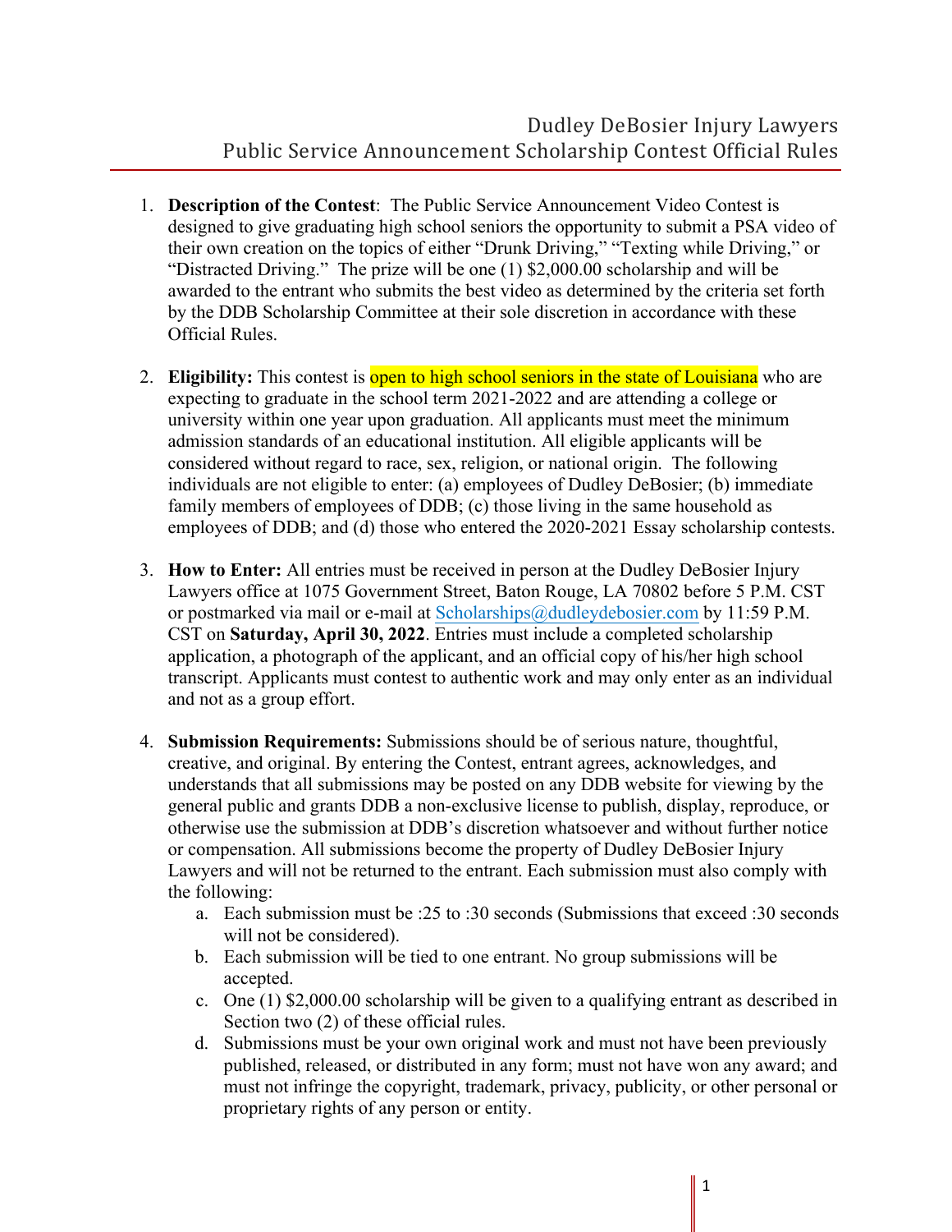# Dudley DeBosier Injury Lawyers
## Public Service Announcement Scholarship Contest Official Rules

1. **Description of the Contest**: The Public Service Announcement Video Contest is designed to give graduating high school seniors the opportunity to submit a PSA video of their own creation on the topics of either "Drunk Driving," "Texting while Driving," or "Distracted Driving." The prize will be one (1) $2,000.00 scholarship and will be awarded to the entrant who submits the best video as determined by the criteria set forth by the DDB Scholarship Committee at their sole discretion in accordance with these Official Rules.

2. **Eligibility:** This contest is open to high school seniors in the state of Louisiana who are expecting to graduate in the school term 2021-2022 and are attending a college or university within one year upon graduation. All applicants must meet the minimum admission standards of an educational institution. All eligible applicants will be considered without regard to race, sex, religion, or national origin. The following individuals are not eligible to enter: (a) employees of Dudley DeBosier; (b) immediate family members of employees of DDB; (c) those living in the same household as employees of DDB; and (d) those who entered the 2020-2021 Essay scholarship contests.

3. **How to Enter:** All entries must be received in person at the Dudley DeBosier Injury Lawyers office at 1075 Government Street, Baton Rouge, LA 70802 before 5 P.M. CST or postmarked via mail or e-mail at Scholarships@dudleydebosier.com by 11:59 P.M. CST on **Saturday, April 30, 2022**. Entries must include a completed scholarship application, a photograph of the applicant, and an official copy of his/her high school transcript. Applicants must contest to authentic work and may only enter as an individual and not as a group effort.

4. **Submission Requirements:** Submissions should be of serious nature, thoughtful, creative, and original. By entering the Contest, entrant agrees, acknowledges, and understands that all submissions may be posted on any DDB website for viewing by the general public and grants DDB a non-exclusive license to publish, display, reproduce, or otherwise use the submission at DDB's discretion whatsoever and without further notice or compensation. All submissions become the property of Dudley DeBosier Injury Lawyers and will not be returned to the entrant. Each submission must also comply with the following:
   a. Each submission must be :25 to :30 seconds (Submissions that exceed :30 seconds will not be considered).
   b. Each submission will be tied to one entrant. No group submissions will be accepted.
   c. One (1) $2,000.00 scholarship will be given to a qualifying entrant as described in Section two (2) of these official rules.
   d. Submissions must be your own original work and must not have been previously published, released, or distributed in any form; must not have won any award; and must not infringe the copyright, trademark, privacy, publicity, or other personal or proprietary rights of any person or entity.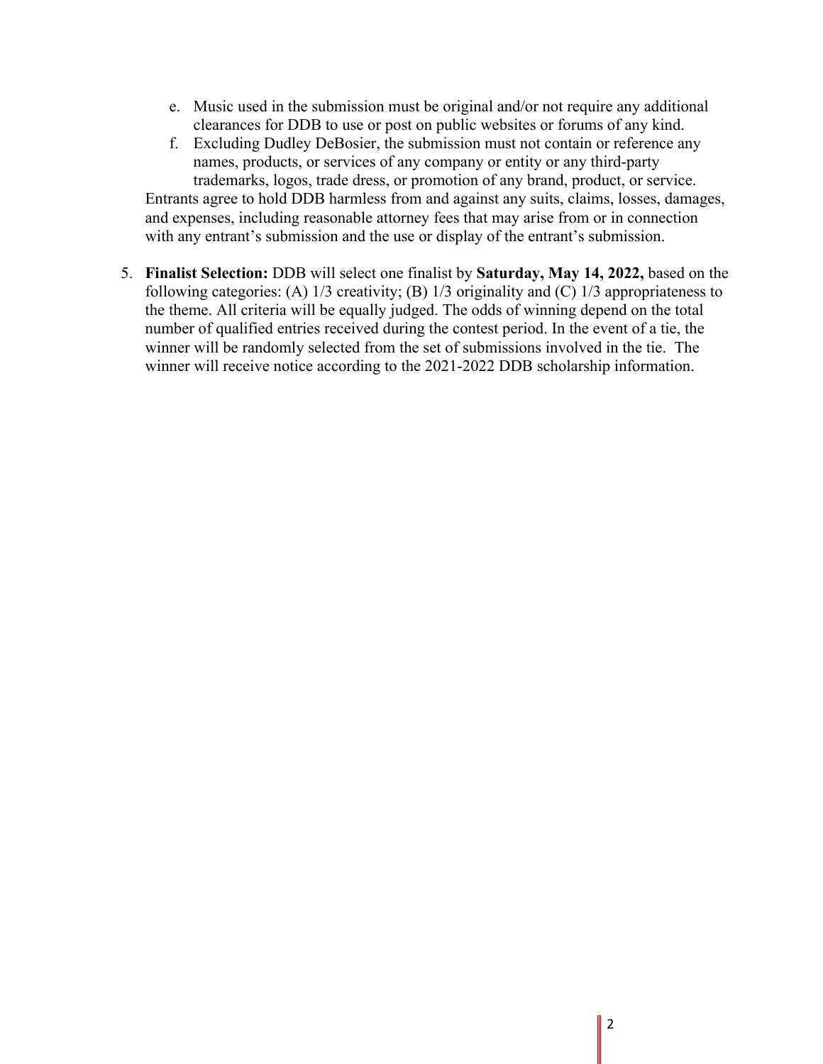e. Music used in the submission must be original and/or not require any additional clearances for DDB to use or post on public websites or forums of any kind.
f. Excluding Dudley DeBosier, the submission must not contain or reference any names, products, or services of any company or entity or any third-party trademarks, logos, trade dress, or promotion of any brand, product, or service.

Entrants agree to hold DDB harmless from and against any suits, claims, losses, damages, and expenses, including reasonable attorney fees that may arise from or in connection with any entrant's submission and the use or display of the entrant's submission.

5. **Finalist Selection:** DDB will select one finalist by **Saturday, May 14, 2022,** based on the following categories: (A) 1/3 creativity; (B) 1/3 originality and (C) 1/3 appropriateness to the theme. All criteria will be equally judged. The odds of winning depend on the total number of qualified entries received during the contest period. In the event of a tie, the winner will be randomly selected from the set of submissions involved in the tie. The winner will receive notice according to the 2021-2022 DDB scholarship information.